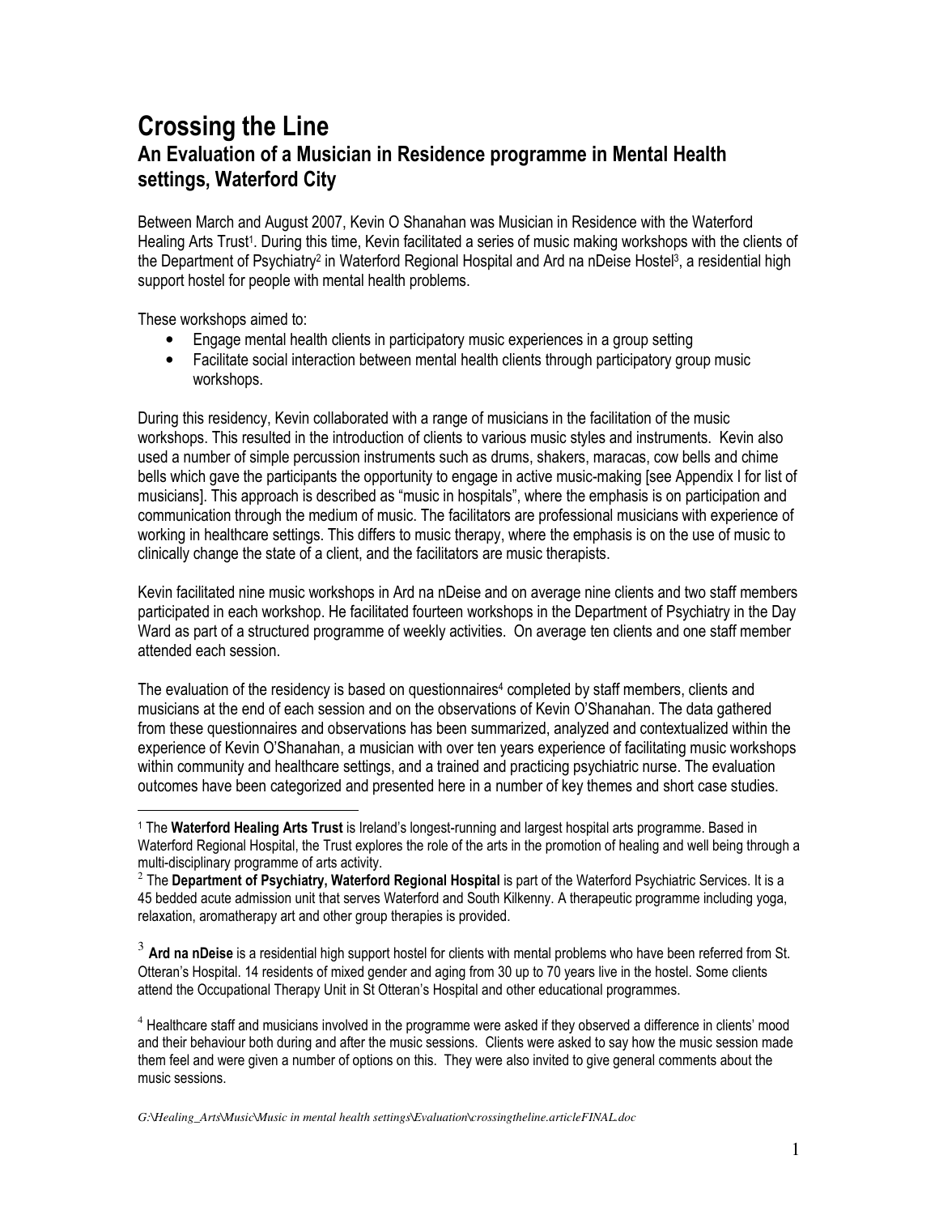# Crossing the Line

## An Evaluation of a Musician in Residence programme in Mental Health settings, Waterford City

Between March and August 2007, Kevin O Shanahan was Musician in Residence with the Waterford Healing Arts Trust[1]. During this time, Kevin facilitated a series of music making workshops with the clients of the Department of Psychiatry[2] in Waterford Regional Hospital and Ard na nDeise Hostel[3], a residential high support hostel for people with mental health problems.

These workshops aimed to:

- Engage mental health clients in participatory music experiences in a group setting
- Facilitate social interaction between mental health clients through participatory group music workshops.

During this residency, Kevin collaborated with a range of musicians in the facilitation of the music workshops. This resulted in the introduction of clients to various music styles and instruments. Kevin also used a number of simple percussion instruments such as drums, shakers, maracas, cow bells and chime bells which gave the participants the opportunity to engage in active music-making [see Appendix I for list of musicians]. This approach is described as "music in hospitals", where the emphasis is on participation and communication through the medium of music. The facilitators are professional musicians with experience of working in healthcare settings. This differs to music therapy, where the emphasis is on the use of music to clinically change the state of a client, and the facilitators are music therapists.

Kevin facilitated nine music workshops in Ard na nDeise and on average nine clients and two staff members participated in each workshop. He facilitated fourteen workshops in the Department of Psychiatry in the Day Ward as part of a structured programme of weekly activities. On average ten clients and one staff member attended each session.

The evaluation of the residency is based on questionnaires[4] completed by staff members, clients and musicians at the end of each session and on the observations of Kevin O'Shanahan. The data gathered from these questionnaires and observations has been summarized, analyzed and contextualized within the experience of Kevin O'Shanahan, a musician with over ten years experience of facilitating music workshops within community and healthcare settings, and a trained and practicing psychiatric nurse. The evaluation outcomes have been categorized and presented here in a number of key themes and short case studies.

---

[1] The **Waterford Healing Arts Trust** is Ireland's longest-running and largest hospital arts programme. Based in Waterford Regional Hospital, the Trust explores the role of the arts in the promotion of healing and well being through a multi-disciplinary programme of arts activity.

[2] The **Department of Psychiatry, Waterford Regional Hospital** is part of the Waterford Psychiatric Services. It is a 45 bedded acute admission unit that serves Waterford and South Kilkenny. A therapeutic programme including yoga, relaxation, aromatherapy art and other group therapies is provided.

[3] **Ard na nDeise** is a residential high support hostel for clients with mental problems who have been referred from St. Otteran's Hospital. 14 residents of mixed gender and aging from 30 up to 70 years live in the hostel. Some clients attend the Occupational Therapy Unit in St Otteran's Hospital and other educational programmes.

[4] Healthcare staff and musicians involved in the programme were asked if they observed a difference in clients' mood and their behaviour both during and after the music sessions. Clients were asked to say how the music session made them feel and were given a number of options on this. They were also invited to give general comments about the music sessions.

*G:\Healing_Arts\Music\Music in mental health settings\Evaluation\crossingtheline.articleFINAL.doc*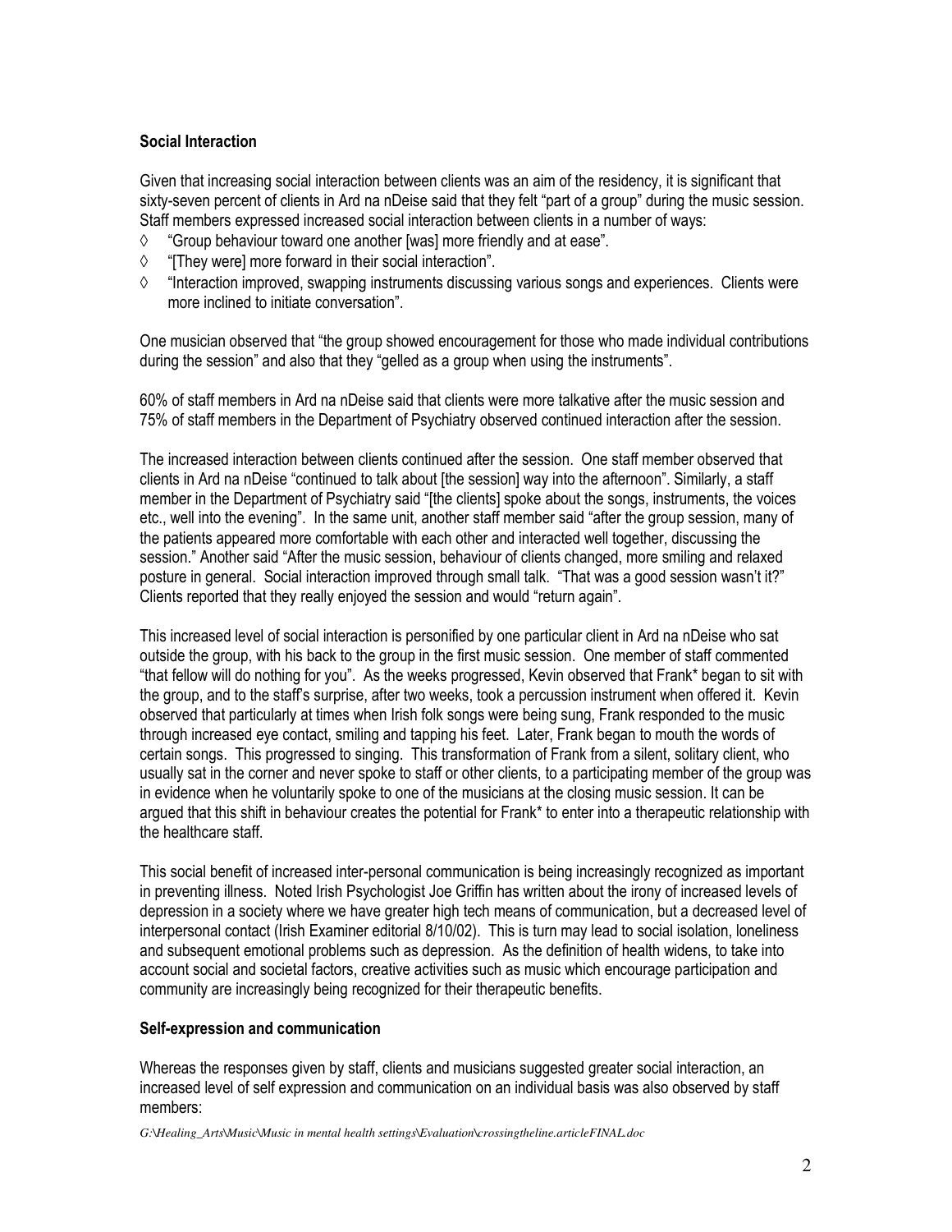### Social Interaction

Given that increasing social interaction between clients was an aim of the residency, it is significant that sixty-seven percent of clients in Ard na nDeise said that they felt "part of a group" during the music session. Staff members expressed increased social interaction between clients in a number of ways:

◊ "Group behaviour toward one another [was] more friendly and at ease".
◊ "[They were] more forward in their social interaction".
◊ "Interaction improved, swapping instruments discussing various songs and experiences. Clients were more inclined to initiate conversation".

One musician observed that "the group showed encouragement for those who made individual contributions during the session" and also that they "gelled as a group when using the instruments".

60% of staff members in Ard na nDeise said that clients were more talkative after the music session and 75% of staff members in the Department of Psychiatry observed continued interaction after the session.

The increased interaction between clients continued after the session. One staff member observed that clients in Ard na nDeise "continued to talk about [the session] way into the afternoon". Similarly, a staff member in the Department of Psychiatry said "[the clients] spoke about the songs, instruments, the voices etc., well into the evening". In the same unit, another staff member said "after the group session, many of the patients appeared more comfortable with each other and interacted well together, discussing the session." Another said "After the music session, behaviour of clients changed, more smiling and relaxed posture in general. Social interaction improved through small talk. "That was a good session wasn't it?" Clients reported that they really enjoyed the session and would "return again".

This increased level of social interaction is personified by one particular client in Ard na nDeise who sat outside the group, with his back to the group in the first music session. One member of staff commented "that fellow will do nothing for you". As the weeks progressed, Kevin observed that Frank* began to sit with the group, and to the staff's surprise, after two weeks, took a percussion instrument when offered it. Kevin observed that particularly at times when Irish folk songs were being sung, Frank responded to the music through increased eye contact, smiling and tapping his feet. Later, Frank began to mouth the words of certain songs. This progressed to singing. This transformation of Frank from a silent, solitary client, who usually sat in the corner and never spoke to staff or other clients, to a participating member of the group was in evidence when he voluntarily spoke to one of the musicians at the closing music session. It can be argued that this shift in behaviour creates the potential for Frank* to enter into a therapeutic relationship with the healthcare staff.

This social benefit of increased inter-personal communication is being increasingly recognized as important in preventing illness. Noted Irish Psychologist Joe Griffin has written about the irony of increased levels of depression in a society where we have greater high tech means of communication, but a decreased level of interpersonal contact (Irish Examiner editorial 8/10/02). This is turn may lead to social isolation, loneliness and subsequent emotional problems such as depression. As the definition of health widens, to take into account social and societal factors, creative activities such as music which encourage participation and community are increasingly being recognized for their therapeutic benefits.

### Self-expression and communication

Whereas the responses given by staff, clients and musicians suggested greater social interaction, an increased level of self expression and communication on an individual basis was also observed by staff members: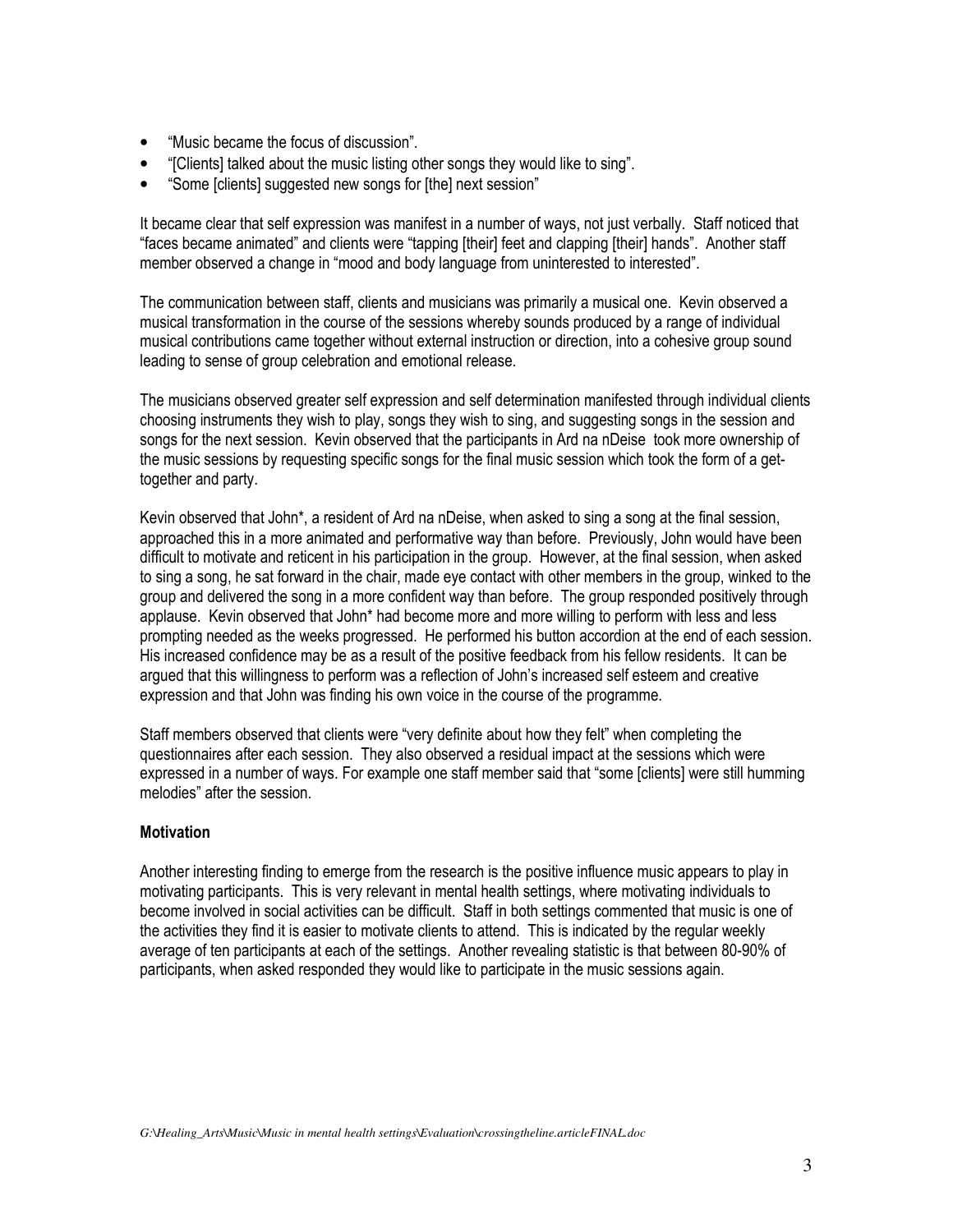- "Music became the focus of discussion".
- "[Clients] talked about the music listing other songs they would like to sing".
- "Some [clients] suggested new songs for [the] next session"

It became clear that self expression was manifest in a number of ways, not just verbally. Staff noticed that "faces became animated" and clients were "tapping [their] feet and clapping [their] hands". Another staff member observed a change in "mood and body language from uninterested to interested".

The communication between staff, clients and musicians was primarily a musical one. Kevin observed a musical transformation in the course of the sessions whereby sounds produced by a range of individual musical contributions came together without external instruction or direction, into a cohesive group sound leading to sense of group celebration and emotional release.

The musicians observed greater self expression and self determination manifested through individual clients choosing instruments they wish to play, songs they wish to sing, and suggesting songs in the session and songs for the next session. Kevin observed that the participants in Ard na nDeise took more ownership of the music sessions by requesting specific songs for the final music session which took the form of a get-together and party.

Kevin observed that John*, a resident of Ard na nDeise, when asked to sing a song at the final session, approached this in a more animated and performative way than before. Previously, John would have been difficult to motivate and reticent in his participation in the group. However, at the final session, when asked to sing a song, he sat forward in the chair, made eye contact with other members in the group, winked to the group and delivered the song in a more confident way than before. The group responded positively through applause. Kevin observed that John* had become more and more willing to perform with less and less prompting needed as the weeks progressed. He performed his button accordion at the end of each session. His increased confidence may be as a result of the positive feedback from his fellow residents. It can be argued that this willingness to perform was a reflection of John's increased self esteem and creative expression and that John was finding his own voice in the course of the programme.

Staff members observed that clients were "very definite about how they felt" when completing the questionnaires after each session. They also observed a residual impact at the sessions which were expressed in a number of ways. For example one staff member said that "some [clients] were still humming melodies" after the session.

**Motivation**

Another interesting finding to emerge from the research is the positive influence music appears to play in motivating participants. This is very relevant in mental health settings, where motivating individuals to become involved in social activities can be difficult. Staff in both settings commented that music is one of the activities they find it is easier to motivate clients to attend. This is indicated by the regular weekly average of ten participants at each of the settings. Another revealing statistic is that between 80-90% of participants, when asked responded they would like to participate in the music sessions again.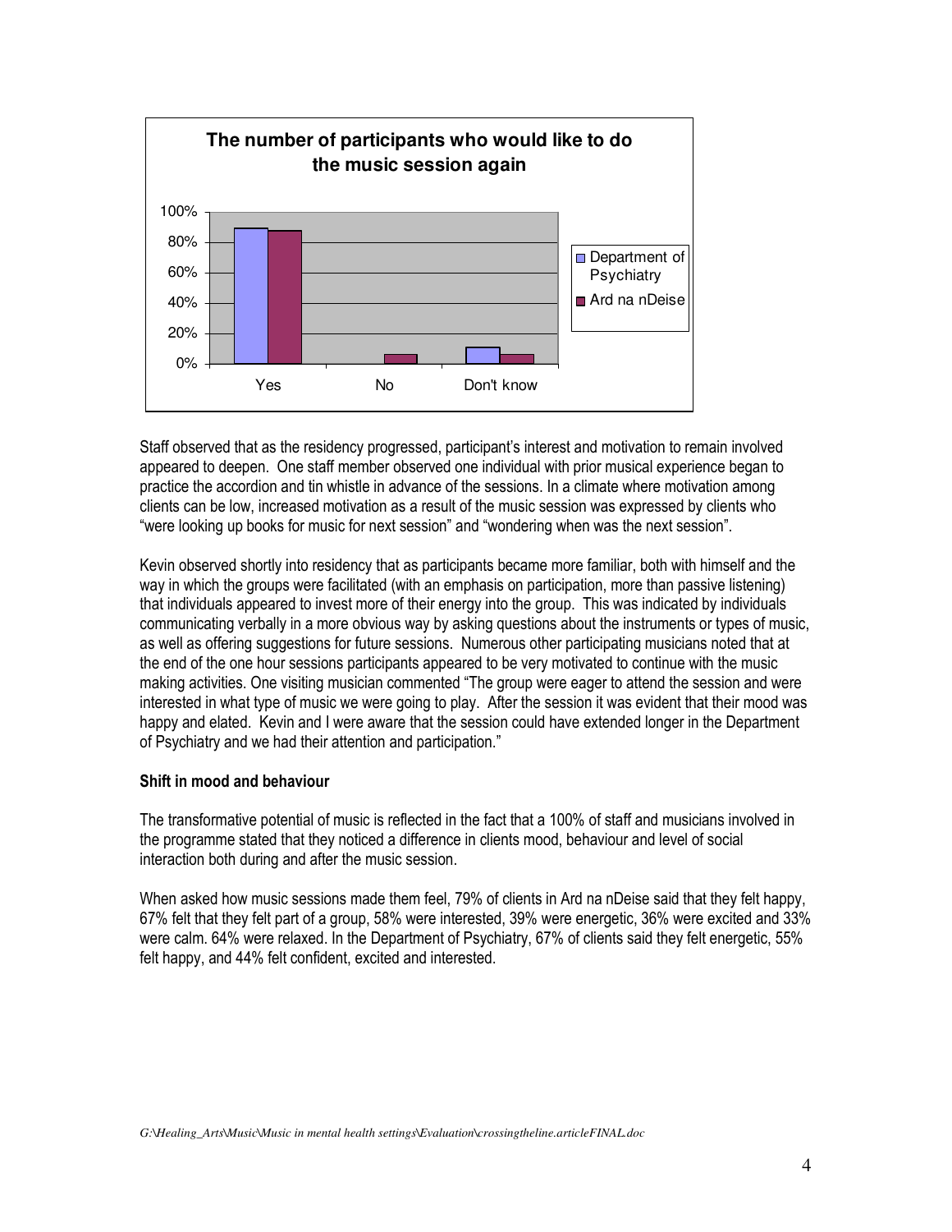**The number of participants who would like to do the music session again**

Staff observed that as the residency progressed, participant's interest and motivation to remain involved appeared to deepen. One staff member observed one individual with prior musical experience began to practice the accordion and tin whistle in advance of the sessions. In a climate where motivation among clients can be low, increased motivation as a result of the music session was expressed by clients who "were looking up books for music for next session" and "wondering when was the next session".

Kevin observed shortly into residency that as participants became more familiar, both with himself and the way in which the groups were facilitated (with an emphasis on participation, more than passive listening) that individuals appeared to invest more of their energy into the group. This was indicated by individuals communicating verbally in a more obvious way by asking questions about the instruments or types of music, as well as offering suggestions for future sessions. Numerous other participating musicians noted that at the end of the one hour sessions participants appeared to be very motivated to continue with the music making activities. One visiting musician commented "The group were eager to attend the session and were interested in what type of music we were going to play. After the session it was evident that their mood was happy and elated. Kevin and I were aware that the session could have extended longer in the Department of Psychiatry and we had their attention and participation."

**Shift in mood and behaviour**

The transformative potential of music is reflected in the fact that a 100% of staff and musicians involved in the programme stated that they noticed a difference in clients mood, behaviour and level of social interaction both during and after the music session.

When asked how music sessions made them feel, 79% of clients in Ard na nDeise said that they felt happy, 67% felt that they felt part of a group, 58% were interested, 39% were energetic, 36% were excited and 33% were calm. 64% were relaxed. In the Department of Psychiatry, 67% of clients said they felt energetic, 55% felt happy, and 44% felt confident, excited and interested.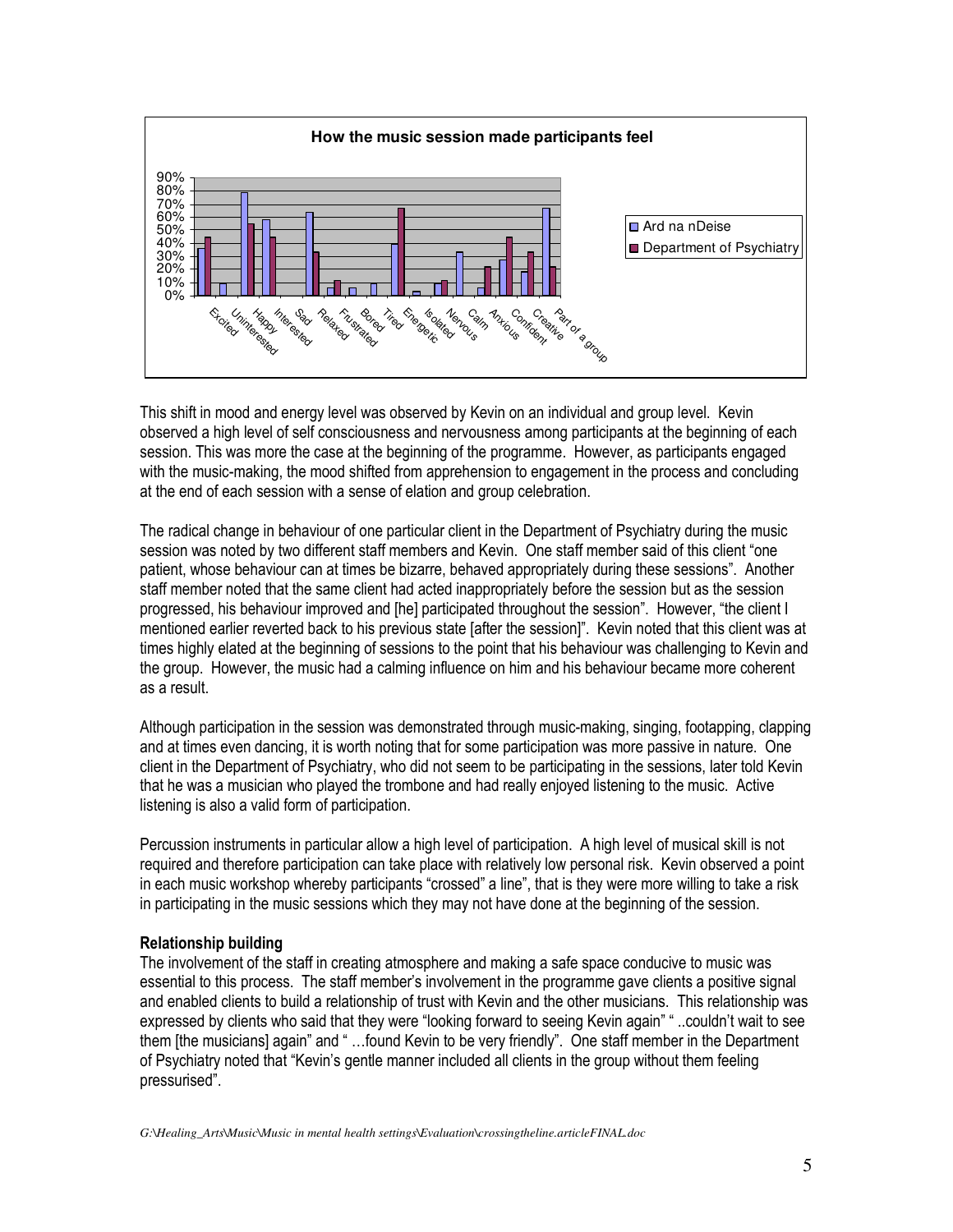**How the music session made participants feel**

This shift in mood and energy level was observed by Kevin on an individual and group level. Kevin observed a high level of self consciousness and nervousness among participants at the beginning of each session. This was more the case at the beginning of the programme. However, as participants engaged with the music-making, the mood shifted from apprehension to engagement in the process and concluding at the end of each session with a sense of elation and group celebration.

The radical change in behaviour of one particular client in the Department of Psychiatry during the music session was noted by two different staff members and Kevin. One staff member said of this client "one patient, whose behaviour can at times be bizarre, behaved appropriately during these sessions". Another staff member noted that the same client had acted inappropriately before the session but as the session progressed, his behaviour improved and [he] participated throughout the session". However, "the client I mentioned earlier reverted back to his previous state [after the session]". Kevin noted that this client was at times highly elated at the beginning of sessions to the point that his behaviour was challenging to Kevin and the group. However, the music had a calming influence on him and his behaviour became more coherent as a result.

Although participation in the session was demonstrated through music-making, singing, footapping, clapping and at times even dancing, it is worth noting that for some participation was more passive in nature. One client in the Department of Psychiatry, who did not seem to be participating in the sessions, later told Kevin that he was a musician who played the trombone and had really enjoyed listening to the music. Active listening is also a valid form of participation.

Percussion instruments in particular allow a high level of participation. A high level of musical skill is not required and therefore participation can take place with relatively low personal risk. Kevin observed a point in each music workshop whereby participants "crossed" a line", that is they were more willing to take a risk in participating in the music sessions which they may not have done at the beginning of the session.

**Relationship building**

The involvement of the staff in creating atmosphere and making a safe space conducive to music was essential to this process. The staff member's involvement in the programme gave clients a positive signal and enabled clients to build a relationship of trust with Kevin and the other musicians. This relationship was expressed by clients who said that they were "looking forward to seeing Kevin again" " ..couldn't wait to see them [the musicians] again" and " …found Kevin to be very friendly". One staff member in the Department of Psychiatry noted that "Kevin's gentle manner included all clients in the group without them feeling pressurised".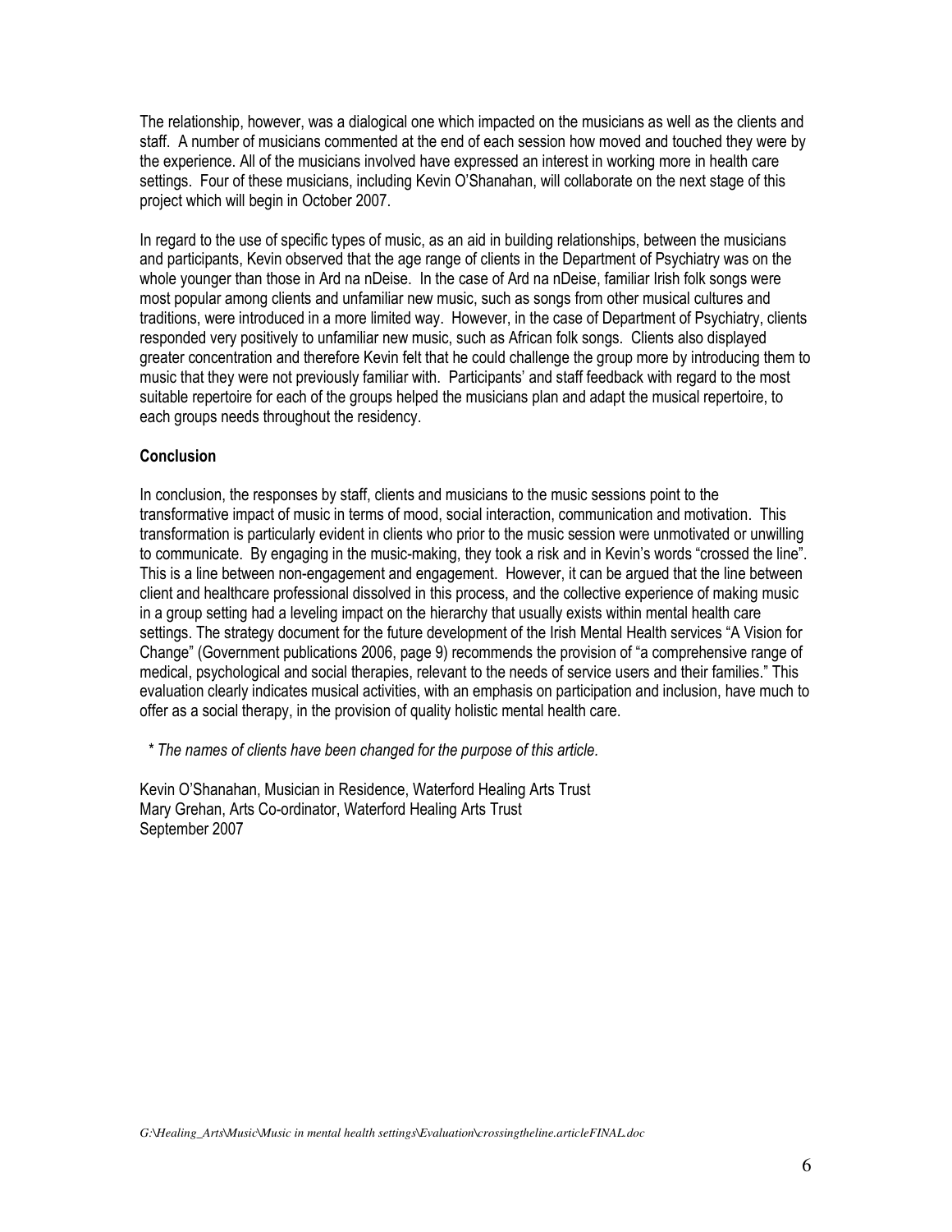The relationship, however, was a dialogical one which impacted on the musicians as well as the clients and staff. A number of musicians commented at the end of each session how moved and touched they were by the experience. All of the musicians involved have expressed an interest in working more in health care settings. Four of these musicians, including Kevin O'Shanahan, will collaborate on the next stage of this project which will begin in October 2007.

In regard to the use of specific types of music, as an aid in building relationships, between the musicians and participants, Kevin observed that the age range of clients in the Department of Psychiatry was on the whole younger than those in Ard na nDeise. In the case of Ard na nDeise, familiar Irish folk songs were most popular among clients and unfamiliar new music, such as songs from other musical cultures and traditions, were introduced in a more limited way. However, in the case of Department of Psychiatry, clients responded very positively to unfamiliar new music, such as African folk songs. Clients also displayed greater concentration and therefore Kevin felt that he could challenge the group more by introducing them to music that they were not previously familiar with. Participants' and staff feedback with regard to the most suitable repertoire for each of the groups helped the musicians plan and adapt the musical repertoire, to each groups needs throughout the residency.

**Conclusion**

In conclusion, the responses by staff, clients and musicians to the music sessions point to the transformative impact of music in terms of mood, social interaction, communication and motivation. This transformation is particularly evident in clients who prior to the music session were unmotivated or unwilling to communicate. By engaging in the music-making, they took a risk and in Kevin's words "crossed the line". This is a line between non-engagement and engagement. However, it can be argued that the line between client and healthcare professional dissolved in this process, and the collective experience of making music in a group setting had a leveling impact on the hierarchy that usually exists within mental health care settings. The strategy document for the future development of the Irish Mental Health services "A Vision for Change" (Government publications 2006, page 9) recommends the provision of "a comprehensive range of medical, psychological and social therapies, relevant to the needs of service users and their families." This evaluation clearly indicates musical activities, with an emphasis on participation and inclusion, have much to offer as a social therapy, in the provision of quality holistic mental health care.

*\* The names of clients have been changed for the purpose of this article.*

Kevin O'Shanahan, Musician in Residence, Waterford Healing Arts Trust
Mary Grehan, Arts Co-ordinator, Waterford Healing Arts Trust
September 2007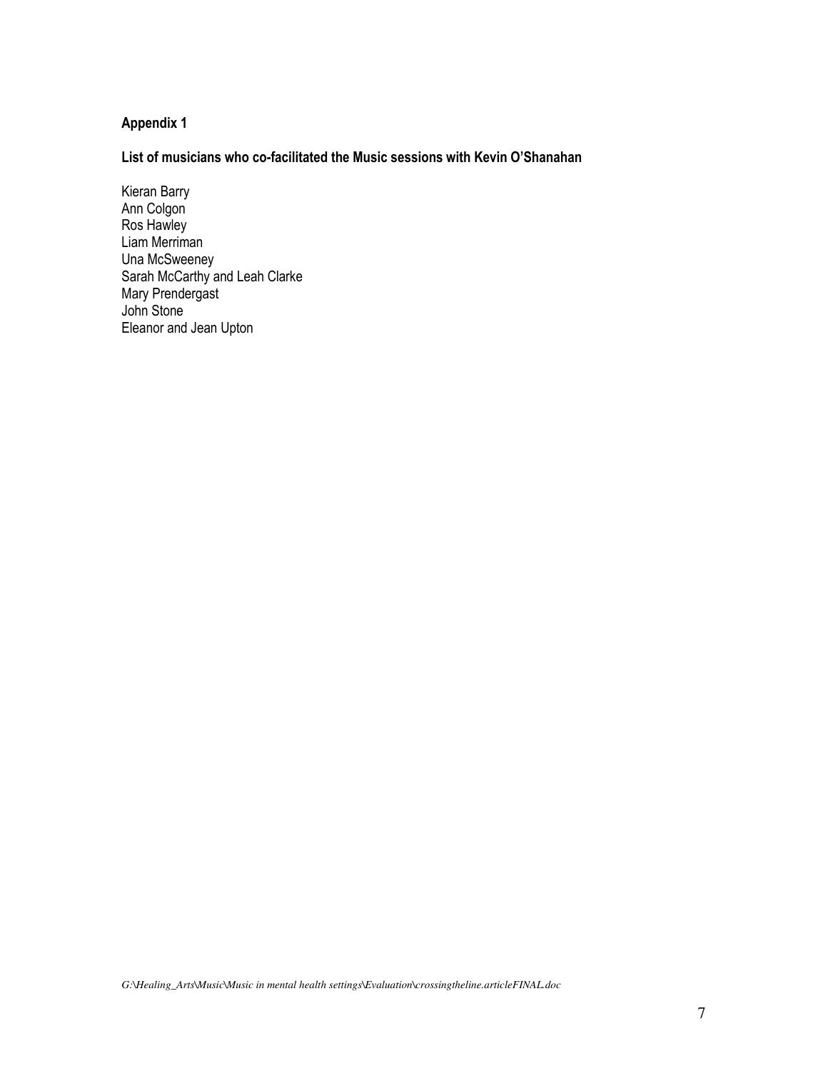**Appendix 1**

**List of musicians who co-facilitated the Music sessions with Kevin O'Shanahan**

Kieran Barry
Ann Colgon
Ros Hawley
Liam Merriman
Una McSweeney
Sarah McCarthy and Leah Clarke
Mary Prendergast
John Stone
Eleanor and Jean Upton